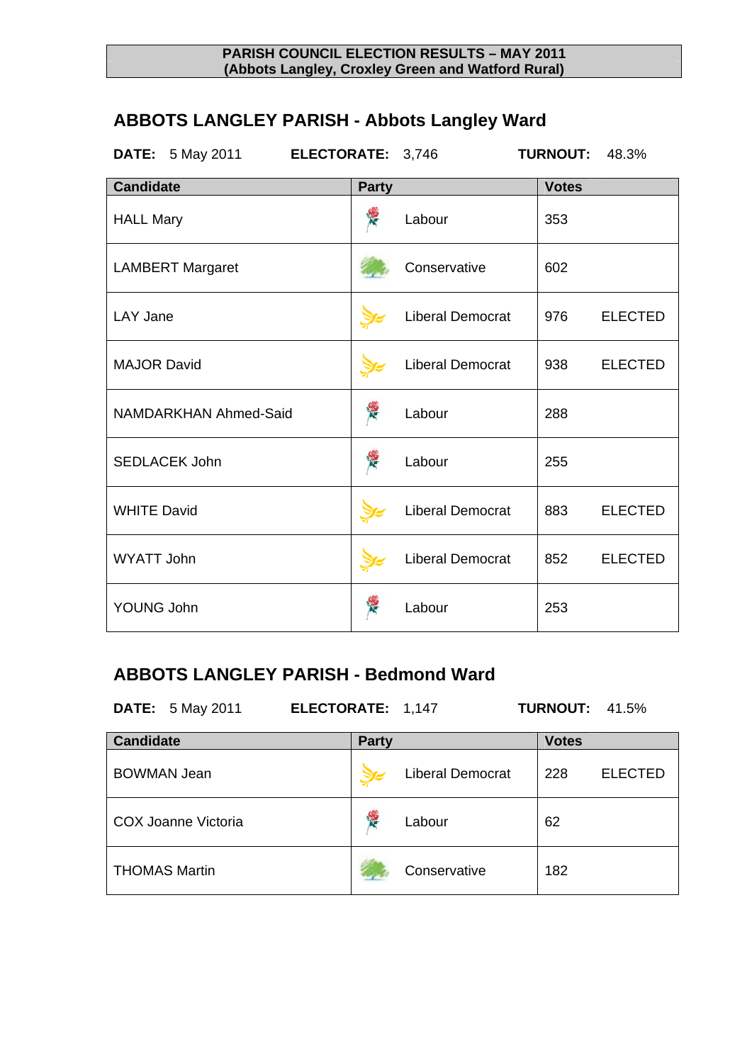**PARISH COUNCIL ELECTION RESULTS – MAY 2011**
**(Abbots Langley, Croxley Green and Watford Rural)**

## ABBOTS LANGLEY PARISH - Abbots Langley Ward

**DATE:** 5 May 2011 **ELECTORATE:** 3,746 **TURNOUT:** 48.3%

| Candidate | Party | Votes | |
|---|---|---|---|
| HALL Mary | Labour | 353 | |
| LAMBERT Margaret | Conservative | 602 | |
| LAY Jane | Liberal Democrat | 976 | ELECTED |
| MAJOR David | Liberal Democrat | 938 | ELECTED |
| NAMDARKHAN Ahmed-Said | Labour | 288 | |
| SEDLACEK John | Labour | 255 | |
| WHITE David | Liberal Democrat | 883 | ELECTED |
| WYATT John | Liberal Democrat | 852 | ELECTED |
| YOUNG John | Labour | 253 | |

## ABBOTS LANGLEY PARISH - Bedmond Ward

**DATE:** 5 May 2011 **ELECTORATE:** 1,147 **TURNOUT:** 41.5%

| Candidate | Party | Votes | |
|---|---|---|---|
| BOWMAN Jean | Liberal Democrat | 228 | ELECTED |
| COX Joanne Victoria | Labour | 62 | |
| THOMAS Martin | Conservative | 182 | |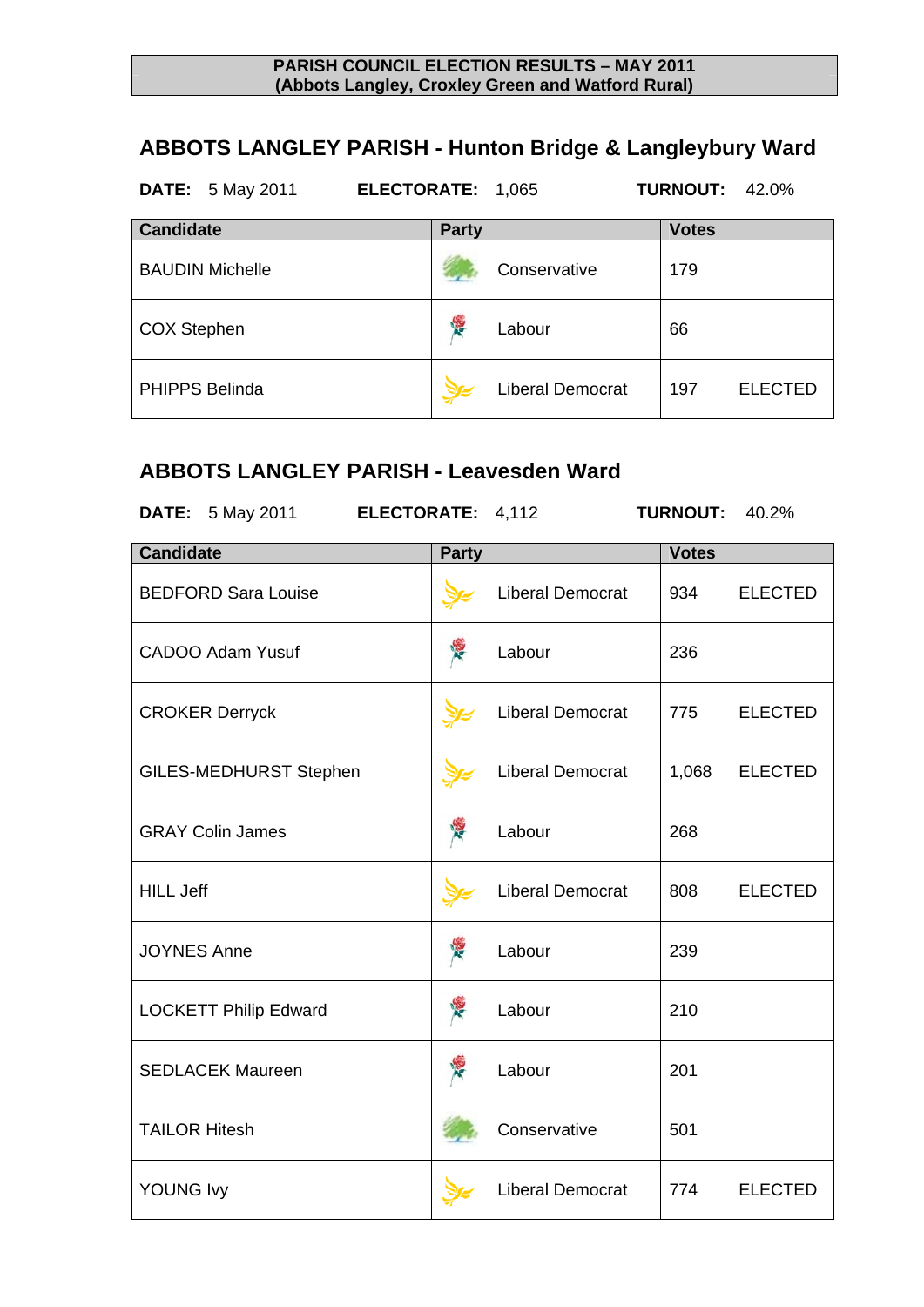**PARISH COUNCIL ELECTION RESULTS – MAY 2011**
**(Abbots Langley, Croxley Green and Watford Rural)**

## ABBOTS LANGLEY PARISH - Hunton Bridge & Langleybury Ward

**DATE:** 5 May 2011 **ELECTORATE:** 1,065 **TURNOUT:** 42.0%

| Candidate | Party | Votes | |
|---|---|---|---|
| BAUDIN Michelle | Conservative | 179 | |
| COX Stephen | Labour | 66 | |
| PHIPPS Belinda | Liberal Democrat | 197 | ELECTED |

## ABBOTS LANGLEY PARISH - Leavesden Ward

**DATE:** 5 May 2011 **ELECTORATE:** 4,112 **TURNOUT:** 40.2%

| Candidate | Party | Votes | |
|---|---|---|---|
| BEDFORD Sara Louise | Liberal Democrat | 934 | ELECTED |
| CADOO Adam Yusuf | Labour | 236 | |
| CROKER Derryck | Liberal Democrat | 775 | ELECTED |
| GILES-MEDHURST Stephen | Liberal Democrat | 1,068 | ELECTED |
| GRAY Colin James | Labour | 268 | |
| HILL Jeff | Liberal Democrat | 808 | ELECTED |
| JOYNES Anne | Labour | 239 | |
| LOCKETT Philip Edward | Labour | 210 | |
| SEDLACEK Maureen | Labour | 201 | |
| TAILOR Hitesh | Conservative | 501 | |
| YOUNG Ivy | Liberal Democrat | 774 | ELECTED |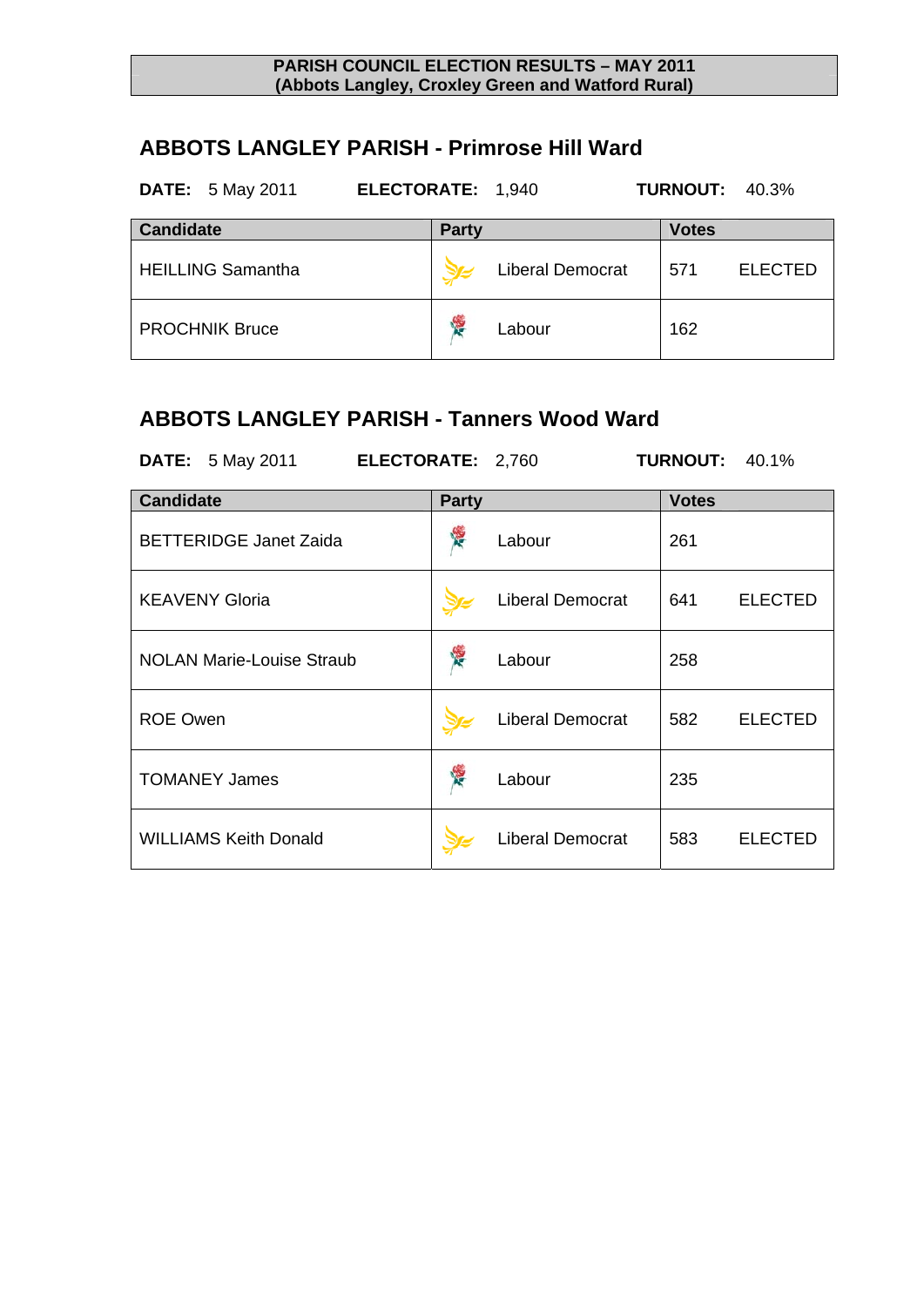**PARISH COUNCIL ELECTION RESULTS – MAY 2011**
**(Abbots Langley, Croxley Green and Watford Rural)**

## ABBOTS LANGLEY PARISH - Primrose Hill Ward

**DATE:** 5 May 2011 **ELECTORATE:** 1,940 **TURNOUT:** 40.3%

| Candidate | Party | Votes | |
|---|---|---|---|
| HEILLING Samantha | Liberal Democrat | 571 | ELECTED |
| PROCHNIK Bruce | Labour | 162 | |

## ABBOTS LANGLEY PARISH - Tanners Wood Ward

**DATE:** 5 May 2011 **ELECTORATE:** 2,760 **TURNOUT:** 40.1%

| Candidate | Party | Votes | |
|---|---|---|---|
| BETTERIDGE Janet Zaida | Labour | 261 | |
| KEAVENY Gloria | Liberal Democrat | 641 | ELECTED |
| NOLAN Marie-Louise Straub | Labour | 258 | |
| ROE Owen | Liberal Democrat | 582 | ELECTED |
| TOMANEY James | Labour | 235 | |
| WILLIAMS Keith Donald | Liberal Democrat | 583 | ELECTED |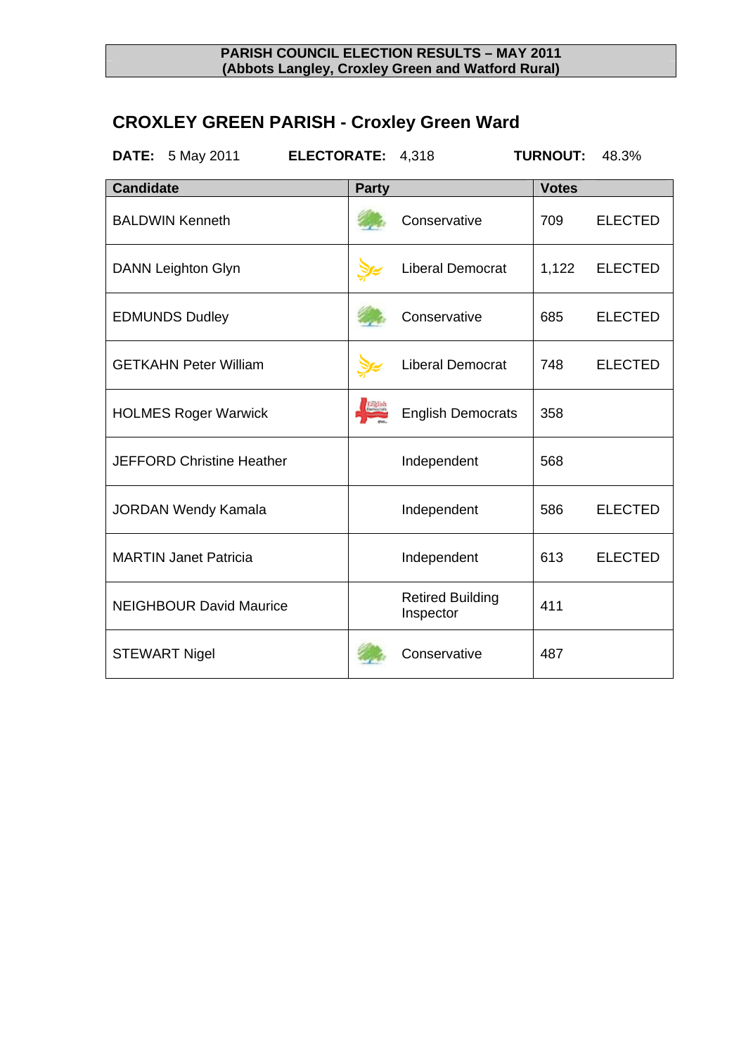**PARISH COUNCIL ELECTION RESULTS – MAY 2011**
**(Abbots Langley, Croxley Green and Watford Rural)**

## CROXLEY GREEN PARISH - Croxley Green Ward

**DATE:** 5 May 2011 **ELECTORATE:** 4,318 **TURNOUT:** 48.3%

| Candidate | Party | Votes | |
|---|---|---|---|
| BALDWIN Kenneth | Conservative | 709 | ELECTED |
| DANN Leighton Glyn | Liberal Democrat | 1,122 | ELECTED |
| EDMUNDS Dudley | Conservative | 685 | ELECTED |
| GETKAHN Peter William | Liberal Democrat | 748 | ELECTED |
| HOLMES Roger Warwick | English Democrats | 358 | |
| JEFFORD Christine Heather | Independent | 568 | |
| JORDAN Wendy Kamala | Independent | 586 | ELECTED |
| MARTIN Janet Patricia | Independent | 613 | ELECTED |
| NEIGHBOUR David Maurice | Retired Building Inspector | 411 | |
| STEWART Nigel | Conservative | 487 | |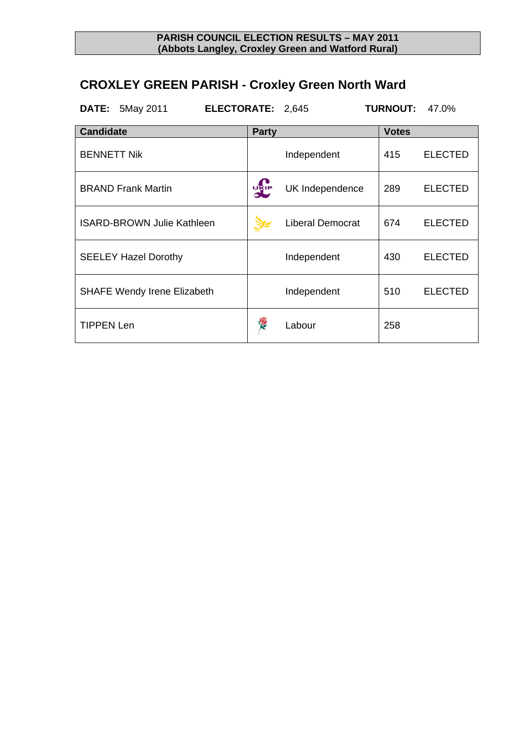**PARISH COUNCIL ELECTION RESULTS – MAY 2011**
**(Abbots Langley, Croxley Green and Watford Rural)**

## CROXLEY GREEN PARISH - Croxley Green North Ward

**DATE:** 5May 2011 **ELECTORATE:** 2,645 **TURNOUT:** 47.0%

| Candidate | Party | Votes | |
|---|---|---|---|
| BENNETT Nik | Independent | 415 | ELECTED |
| BRAND Frank Martin | UK Independence | 289 | ELECTED |
| ISARD-BROWN Julie Kathleen | Liberal Democrat | 674 | ELECTED |
| SEELEY Hazel Dorothy | Independent | 430 | ELECTED |
| SHAFE Wendy Irene Elizabeth | Independent | 510 | ELECTED |
| TIPPEN Len | Labour | 258 | |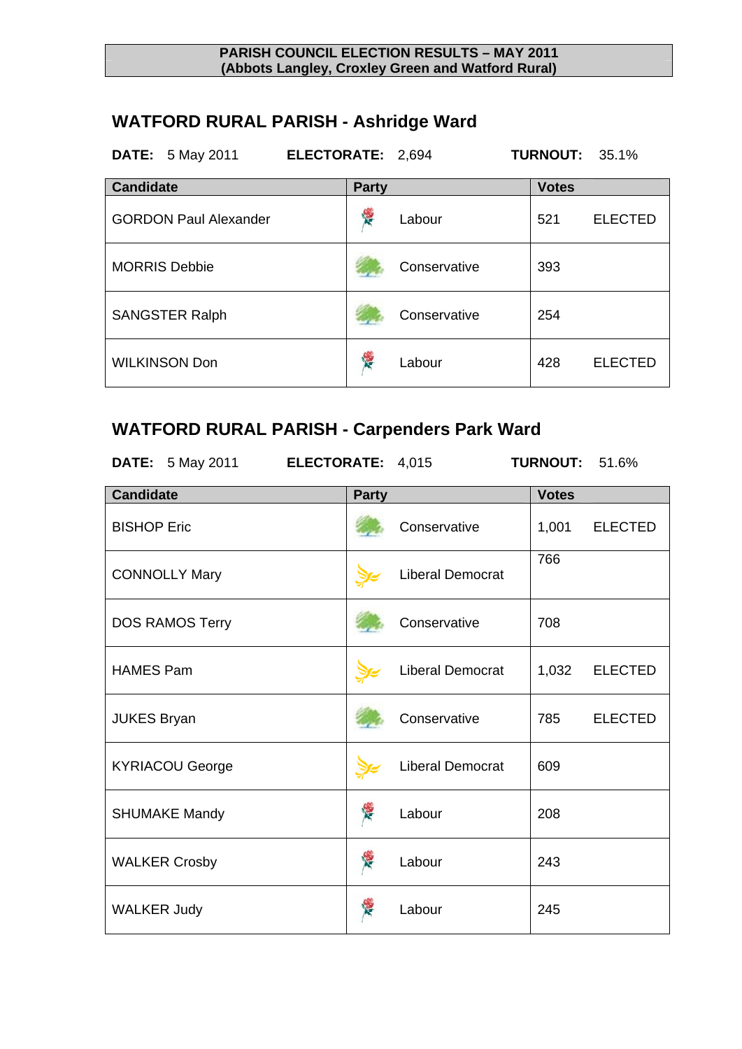**PARISH COUNCIL ELECTION RESULTS – MAY 2011**
**(Abbots Langley, Croxley Green and Watford Rural)**

## WATFORD RURAL PARISH - Ashridge Ward

**DATE:** 5 May 2011 **ELECTORATE:** 2,694 **TURNOUT:** 35.1%

| Candidate | Party | Votes | |
|---|---|---|---|
| GORDON Paul Alexander | Labour | 521 | ELECTED |
| MORRIS Debbie | Conservative | 393 | |
| SANGSTER Ralph | Conservative | 254 | |
| WILKINSON Don | Labour | 428 | ELECTED |

## WATFORD RURAL PARISH - Carpenders Park Ward

**DATE:** 5 May 2011 **ELECTORATE:** 4,015 **TURNOUT:** 51.6%

| Candidate | Party | Votes | |
|---|---|---|---|
| BISHOP Eric | Conservative | 1,001 | ELECTED |
| CONNOLLY Mary | Liberal Democrat | 766 | |
| DOS RAMOS Terry | Conservative | 708 | |
| HAMES Pam | Liberal Democrat | 1,032 | ELECTED |
| JUKES Bryan | Conservative | 785 | ELECTED |
| KYRIACOU George | Liberal Democrat | 609 | |
| SHUMAKE Mandy | Labour | 208 | |
| WALKER Crosby | Labour | 243 | |
| WALKER Judy | Labour | 245 | |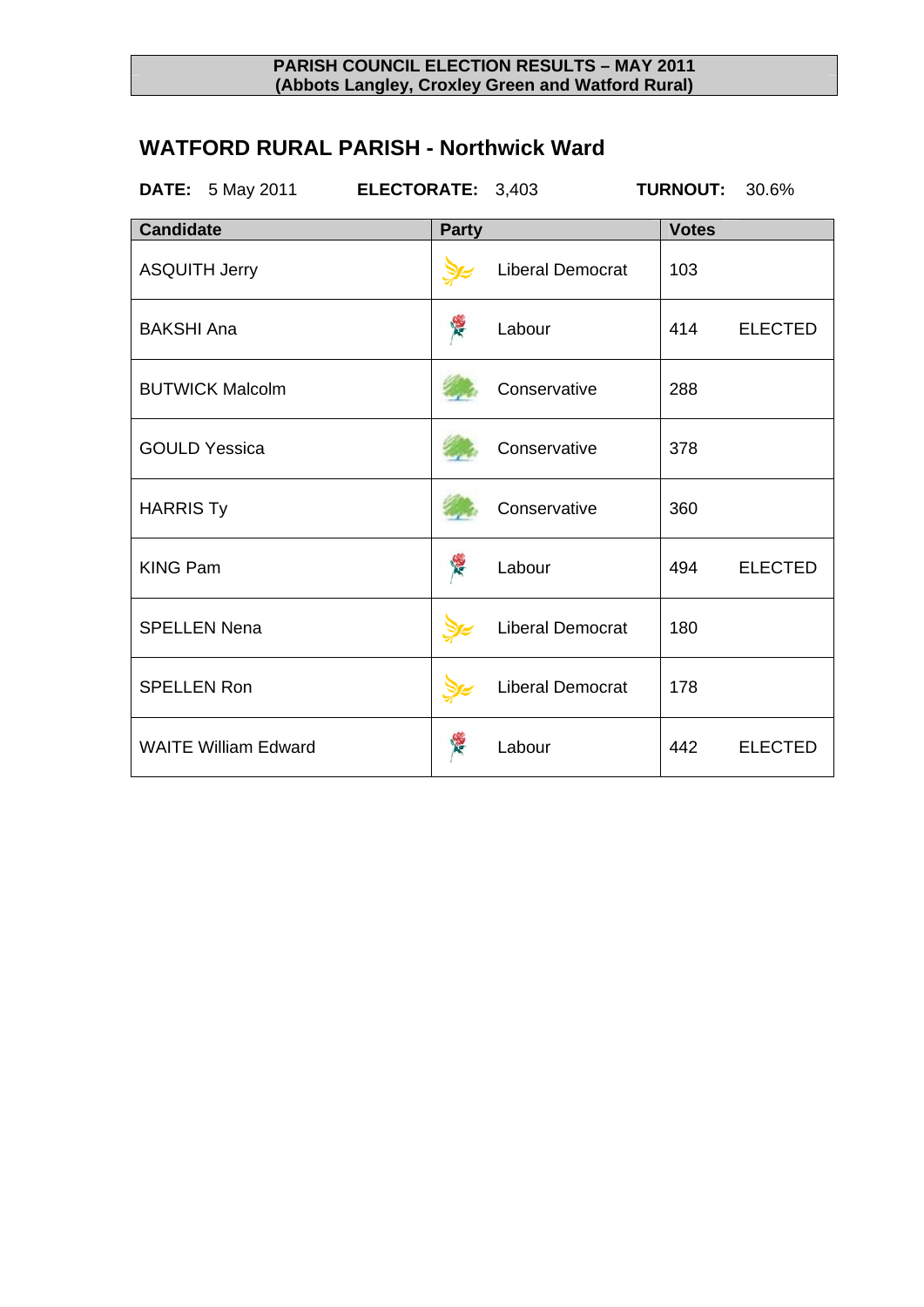**PARISH COUNCIL ELECTION RESULTS – MAY 2011**
**(Abbots Langley, Croxley Green and Watford Rural)**

## WATFORD RURAL PARISH - Northwick Ward

**DATE:** 5 May 2011 **ELECTORATE:** 3,403 **TURNOUT:** 30.6%

| Candidate | Party | Votes | |
|---|---|---|---|
| ASQUITH Jerry | Liberal Democrat | 103 | |
| BAKSHI Ana | Labour | 414 | ELECTED |
| BUTWICK Malcolm | Conservative | 288 | |
| GOULD Yessica | Conservative | 378 | |
| HARRIS Ty | Conservative | 360 | |
| KING Pam | Labour | 494 | ELECTED |
| SPELLEN Nena | Liberal Democrat | 180 | |
| SPELLEN Ron | Liberal Democrat | 178 | |
| WAITE William Edward | Labour | 442 | ELECTED |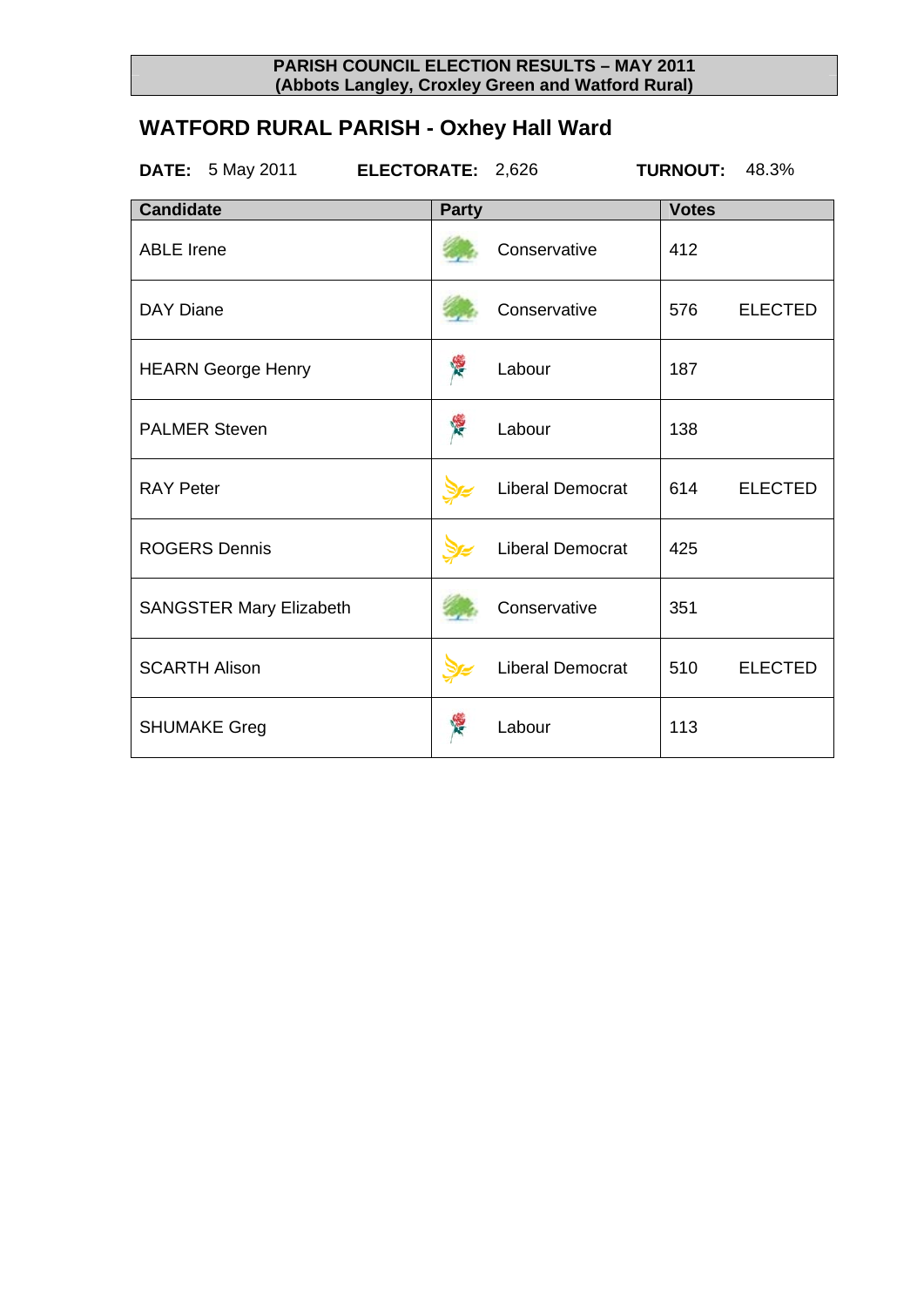**PARISH COUNCIL ELECTION RESULTS – MAY 2011**
**(Abbots Langley, Croxley Green and Watford Rural)**

## WATFORD RURAL PARISH - Oxhey Hall Ward

**DATE:** 5 May 2011 **ELECTORATE:** 2,626 **TURNOUT:** 48.3%

| Candidate | Party | Votes | |
|---|---|---|---|
| ABLE Irene | Conservative | 412 | |
| DAY Diane | Conservative | 576 | ELECTED |
| HEARN George Henry | Labour | 187 | |
| PALMER Steven | Labour | 138 | |
| RAY Peter | Liberal Democrat | 614 | ELECTED |
| ROGERS Dennis | Liberal Democrat | 425 | |
| SANGSTER Mary Elizabeth | Conservative | 351 | |
| SCARTH Alison | Liberal Democrat | 510 | ELECTED |
| SHUMAKE Greg | Labour | 113 | |